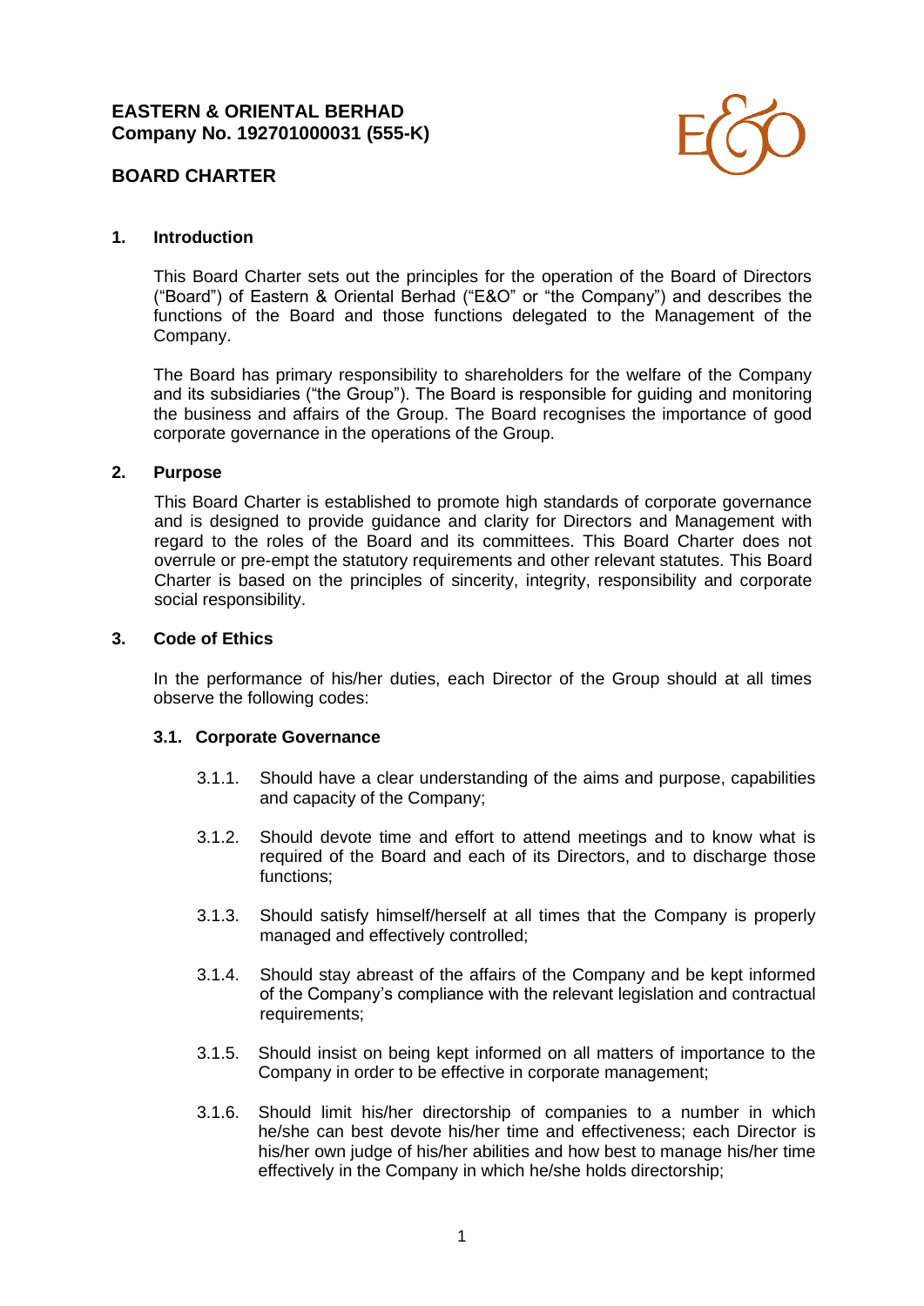**EASTERN & ORIENTAL BERHAD**
**Company No. 192701000031 (555-K)**

# BOARD CHARTER

## 1. Introduction

This Board Charter sets out the principles for the operation of the Board of Directors ("Board") of Eastern & Oriental Berhad ("E&O" or "the Company") and describes the functions of the Board and those functions delegated to the Management of the Company.

The Board has primary responsibility to shareholders for the welfare of the Company and its subsidiaries ("the Group"). The Board is responsible for guiding and monitoring the business and affairs of the Group. The Board recognises the importance of good corporate governance in the operations of the Group.

## 2. Purpose

This Board Charter is established to promote high standards of corporate governance and is designed to provide guidance and clarity for Directors and Management with regard to the roles of the Board and its committees. This Board Charter does not overrule or pre-empt the statutory requirements and other relevant statutes. This Board Charter is based on the principles of sincerity, integrity, responsibility and corporate social responsibility.

## 3. Code of Ethics

In the performance of his/her duties, each Director of the Group should at all times observe the following codes:

### 3.1. Corporate Governance

3.1.1. Should have a clear understanding of the aims and purpose, capabilities and capacity of the Company;

3.1.2. Should devote time and effort to attend meetings and to know what is required of the Board and each of its Directors, and to discharge those functions;

3.1.3. Should satisfy himself/herself at all times that the Company is properly managed and effectively controlled;

3.1.4. Should stay abreast of the affairs of the Company and be kept informed of the Company's compliance with the relevant legislation and contractual requirements;

3.1.5. Should insist on being kept informed on all matters of importance to the Company in order to be effective in corporate management;

3.1.6. Should limit his/her directorship of companies to a number in which he/she can best devote his/her time and effectiveness; each Director is his/her own judge of his/her abilities and how best to manage his/her time effectively in the Company in which he/she holds directorship;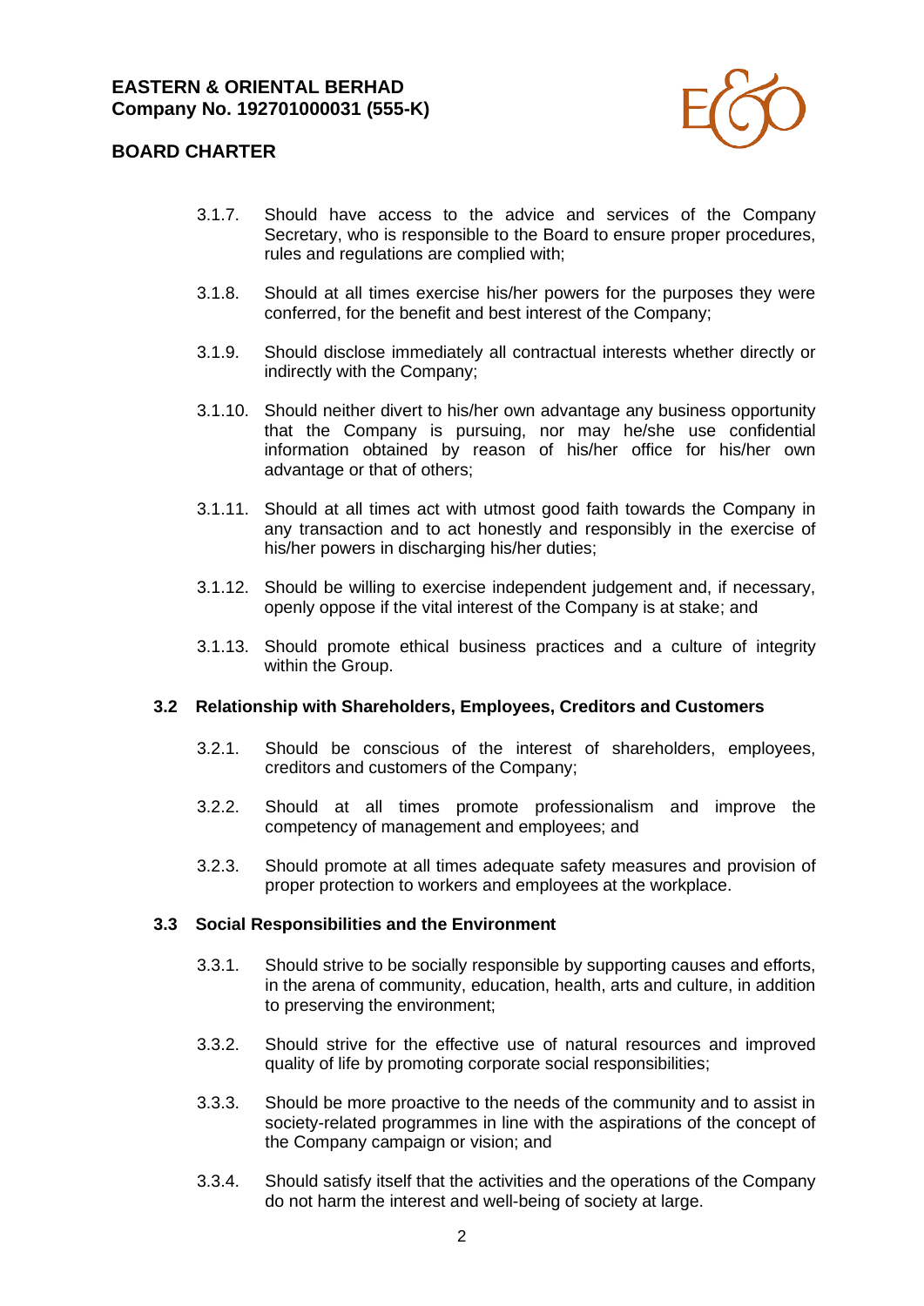3.1.7. Should have access to the advice and services of the Company Secretary, who is responsible to the Board to ensure proper procedures, rules and regulations are complied with;

3.1.8. Should at all times exercise his/her powers for the purposes they were conferred, for the benefit and best interest of the Company;

3.1.9. Should disclose immediately all contractual interests whether directly or indirectly with the Company;

3.1.10. Should neither divert to his/her own advantage any business opportunity that the Company is pursuing, nor may he/she use confidential information obtained by reason of his/her office for his/her own advantage or that of others;

3.1.11. Should at all times act with utmost good faith towards the Company in any transaction and to act honestly and responsibly in the exercise of his/her powers in discharging his/her duties;

3.1.12. Should be willing to exercise independent judgement and, if necessary, openly oppose if the vital interest of the Company is at stake; and

3.1.13. Should promote ethical business practices and a culture of integrity within the Group.

### 3.2 Relationship with Shareholders, Employees, Creditors and Customers

3.2.1. Should be conscious of the interest of shareholders, employees, creditors and customers of the Company;

3.2.2. Should at all times promote professionalism and improve the competency of management and employees; and

3.2.3. Should promote at all times adequate safety measures and provision of proper protection to workers and employees at the workplace.

### 3.3 Social Responsibilities and the Environment

3.3.1. Should strive to be socially responsible by supporting causes and efforts, in the arena of community, education, health, arts and culture, in addition to preserving the environment;

3.3.2. Should strive for the effective use of natural resources and improved quality of life by promoting corporate social responsibilities;

3.3.3. Should be more proactive to the needs of the community and to assist in society-related programmes in line with the aspirations of the concept of the Company campaign or vision; and

3.3.4. Should satisfy itself that the activities and the operations of the Company do not harm the interest and well-being of society at large.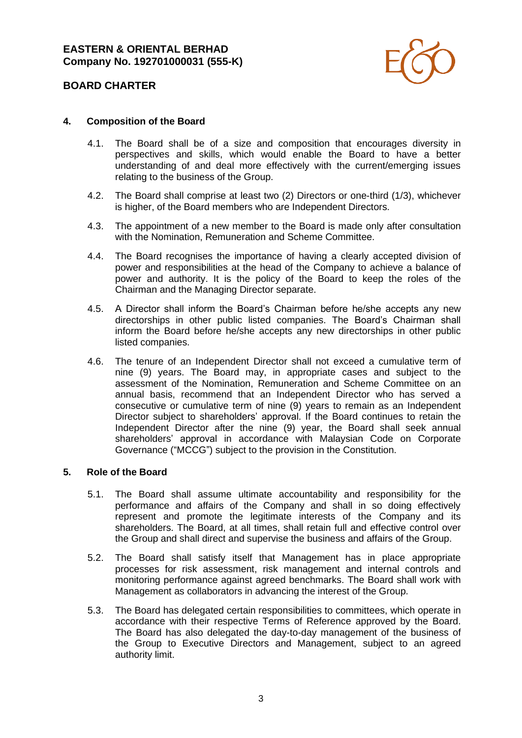## 4. Composition of the Board

4.1. The Board shall be of a size and composition that encourages diversity in perspectives and skills, which would enable the Board to have a better understanding of and deal more effectively with the current/emerging issues relating to the business of the Group.

4.2. The Board shall comprise at least two (2) Directors or one-third (1/3), whichever is higher, of the Board members who are Independent Directors.

4.3. The appointment of a new member to the Board is made only after consultation with the Nomination, Remuneration and Scheme Committee.

4.4. The Board recognises the importance of having a clearly accepted division of power and responsibilities at the head of the Company to achieve a balance of power and authority. It is the policy of the Board to keep the roles of the Chairman and the Managing Director separate.

4.5. A Director shall inform the Board's Chairman before he/she accepts any new directorships in other public listed companies. The Board's Chairman shall inform the Board before he/she accepts any new directorships in other public listed companies.

4.6. The tenure of an Independent Director shall not exceed a cumulative term of nine (9) years. The Board may, in appropriate cases and subject to the assessment of the Nomination, Remuneration and Scheme Committee on an annual basis, recommend that an Independent Director who has served a consecutive or cumulative term of nine (9) years to remain as an Independent Director subject to shareholders' approval. If the Board continues to retain the Independent Director after the nine (9) year, the Board shall seek annual shareholders' approval in accordance with Malaysian Code on Corporate Governance ("MCCG") subject to the provision in the Constitution.

## 5. Role of the Board

5.1. The Board shall assume ultimate accountability and responsibility for the performance and affairs of the Company and shall in so doing effectively represent and promote the legitimate interests of the Company and its shareholders. The Board, at all times, shall retain full and effective control over the Group and shall direct and supervise the business and affairs of the Group.

5.2. The Board shall satisfy itself that Management has in place appropriate processes for risk assessment, risk management and internal controls and monitoring performance against agreed benchmarks. The Board shall work with Management as collaborators in advancing the interest of the Group.

5.3. The Board has delegated certain responsibilities to committees, which operate in accordance with their respective Terms of Reference approved by the Board. The Board has also delegated the day-to-day management of the business of the Group to Executive Directors and Management, subject to an agreed authority limit.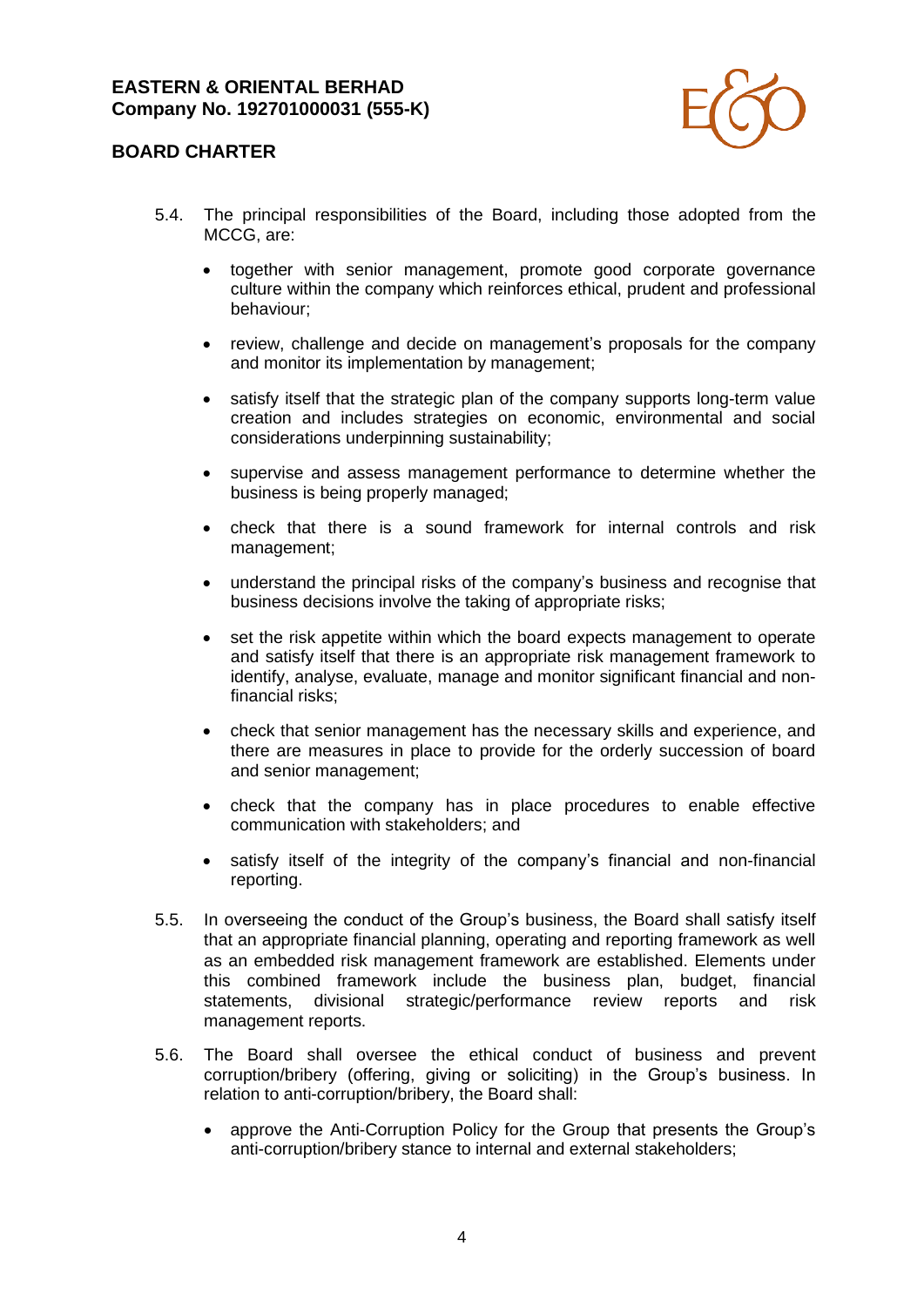5.4. The principal responsibilities of the Board, including those adopted from the MCCG, are:

- together with senior management, promote good corporate governance culture within the company which reinforces ethical, prudent and professional behaviour;
- review, challenge and decide on management's proposals for the company and monitor its implementation by management;
- satisfy itself that the strategic plan of the company supports long-term value creation and includes strategies on economic, environmental and social considerations underpinning sustainability;
- supervise and assess management performance to determine whether the business is being properly managed;
- check that there is a sound framework for internal controls and risk management;
- understand the principal risks of the company's business and recognise that business decisions involve the taking of appropriate risks;
- set the risk appetite within which the board expects management to operate and satisfy itself that there is an appropriate risk management framework to identify, analyse, evaluate, manage and monitor significant financial and non-financial risks;
- check that senior management has the necessary skills and experience, and there are measures in place to provide for the orderly succession of board and senior management;
- check that the company has in place procedures to enable effective communication with stakeholders; and
- satisfy itself of the integrity of the company's financial and non-financial reporting.

5.5. In overseeing the conduct of the Group's business, the Board shall satisfy itself that an appropriate financial planning, operating and reporting framework as well as an embedded risk management framework are established. Elements under this combined framework include the business plan, budget, financial statements, divisional strategic/performance review reports and risk management reports.

5.6. The Board shall oversee the ethical conduct of business and prevent corruption/bribery (offering, giving or soliciting) in the Group's business. In relation to anti-corruption/bribery, the Board shall:

- approve the Anti-Corruption Policy for the Group that presents the Group's anti-corruption/bribery stance to internal and external stakeholders;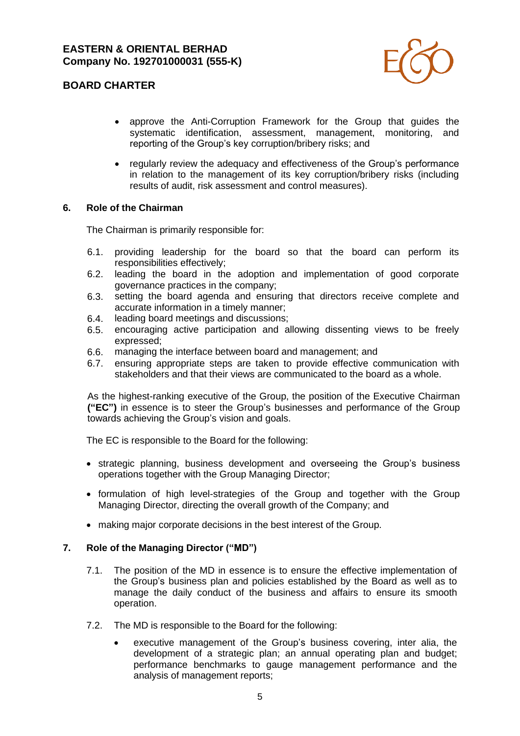- approve the Anti-Corruption Framework for the Group that guides the systematic identification, assessment, management, monitoring, and reporting of the Group's key corruption/bribery risks; and
- regularly review the adequacy and effectiveness of the Group's performance in relation to the management of its key corruption/bribery risks (including results of audit, risk assessment and control measures).

## 6. Role of the Chairman

The Chairman is primarily responsible for:

6.1. providing leadership for the board so that the board can perform its responsibilities effectively;
6.2. leading the board in the adoption and implementation of good corporate governance practices in the company;
6.3. setting the board agenda and ensuring that directors receive complete and accurate information in a timely manner;
6.4. leading board meetings and discussions;
6.5. encouraging active participation and allowing dissenting views to be freely expressed;
6.6. managing the interface between board and management; and
6.7. ensuring appropriate steps are taken to provide effective communication with stakeholders and that their views are communicated to the board as a whole.

As the highest-ranking executive of the Group, the position of the Executive Chairman **("EC")** in essence is to steer the Group's businesses and performance of the Group towards achieving the Group's vision and goals.

The EC is responsible to the Board for the following:

- strategic planning, business development and overseeing the Group's business operations together with the Group Managing Director;
- formulation of high level-strategies of the Group and together with the Group Managing Director, directing the overall growth of the Company; and
- making major corporate decisions in the best interest of the Group.

## 7. Role of the Managing Director ("MD")

7.1. The position of the MD in essence is to ensure the effective implementation of the Group's business plan and policies established by the Board as well as to manage the daily conduct of the business and affairs to ensure its smooth operation.

7.2. The MD is responsible to the Board for the following:

- executive management of the Group's business covering, inter alia, the development of a strategic plan; an annual operating plan and budget; performance benchmarks to gauge management performance and the analysis of management reports;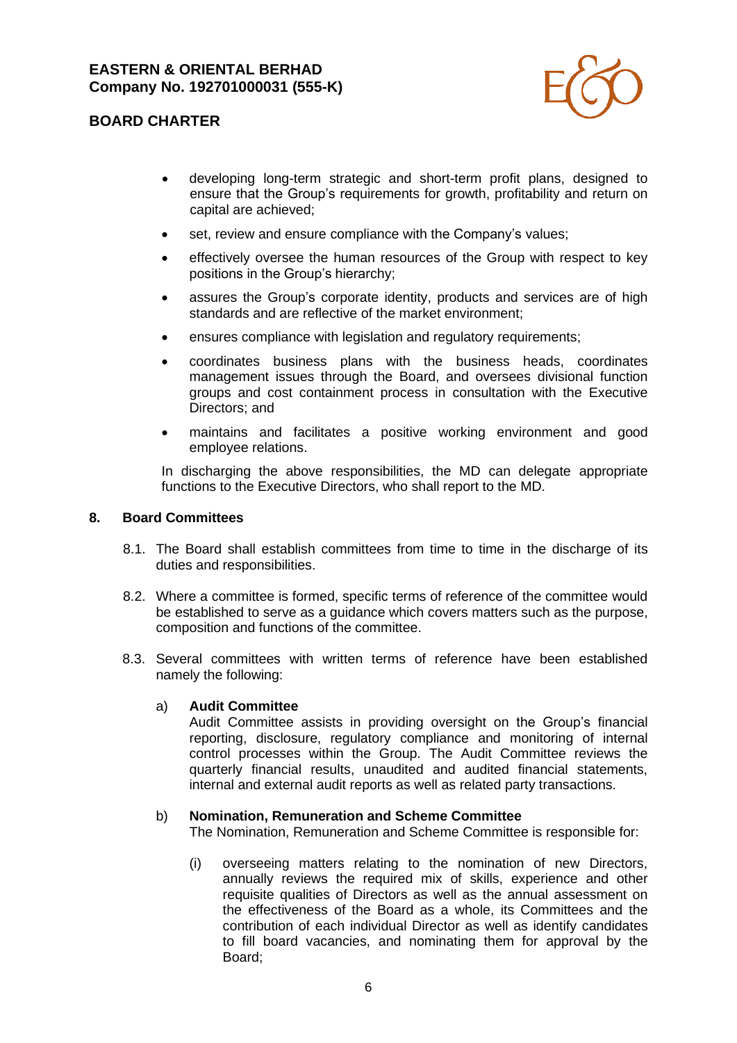- developing long-term strategic and short-term profit plans, designed to ensure that the Group's requirements for growth, profitability and return on capital are achieved;
- set, review and ensure compliance with the Company's values;
- effectively oversee the human resources of the Group with respect to key positions in the Group's hierarchy;
- assures the Group's corporate identity, products and services are of high standards and are reflective of the market environment;
- ensures compliance with legislation and regulatory requirements;
- coordinates business plans with the business heads, coordinates management issues through the Board, and oversees divisional function groups and cost containment process in consultation with the Executive Directors; and
- maintains and facilitates a positive working environment and good employee relations.

In discharging the above responsibilities, the MD can delegate appropriate functions to the Executive Directors, who shall report to the MD.

## 8. Board Committees

8.1. The Board shall establish committees from time to time in the discharge of its duties and responsibilities.

8.2. Where a committee is formed, specific terms of reference of the committee would be established to serve as a guidance which covers matters such as the purpose, composition and functions of the committee.

8.3. Several committees with written terms of reference have been established namely the following:

a) **Audit Committee**
Audit Committee assists in providing oversight on the Group's financial reporting, disclosure, regulatory compliance and monitoring of internal control processes within the Group. The Audit Committee reviews the quarterly financial results, unaudited and audited financial statements, internal and external audit reports as well as related party transactions.

b) **Nomination, Remuneration and Scheme Committee**
The Nomination, Remuneration and Scheme Committee is responsible for:

(i) overseeing matters relating to the nomination of new Directors, annually reviews the required mix of skills, experience and other requisite qualities of Directors as well as the annual assessment on the effectiveness of the Board as a whole, its Committees and the contribution of each individual Director as well as identify candidates to fill board vacancies, and nominating them for approval by the Board;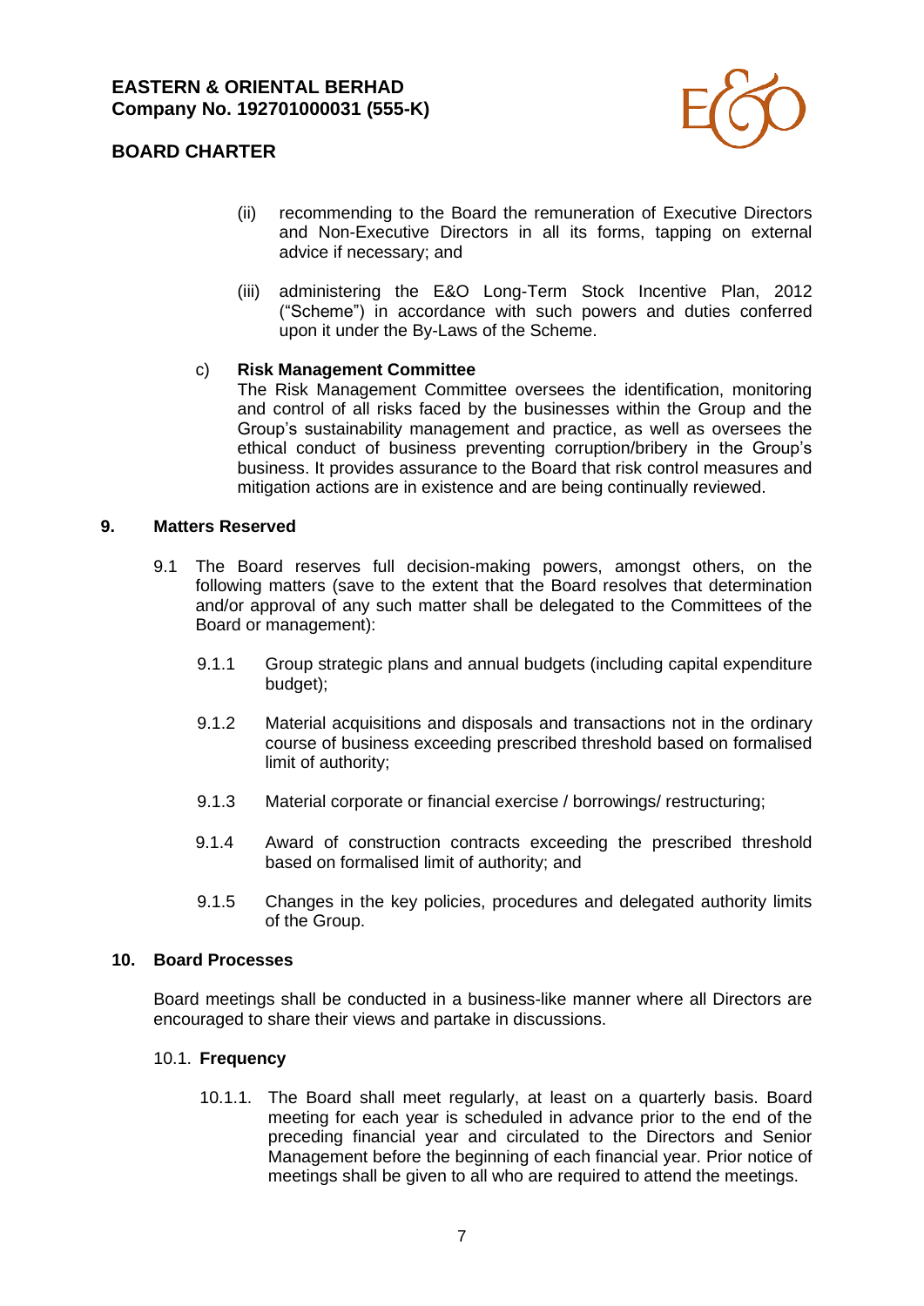(ii) recommending to the Board the remuneration of Executive Directors and Non-Executive Directors in all its forms, tapping on external advice if necessary; and

(iii) administering the E&O Long-Term Stock Incentive Plan, 2012 ("Scheme") in accordance with such powers and duties conferred upon it under the By-Laws of the Scheme.

c) **Risk Management Committee**
The Risk Management Committee oversees the identification, monitoring and control of all risks faced by the businesses within the Group and the Group's sustainability management and practice, as well as oversees the ethical conduct of business preventing corruption/bribery in the Group's business. It provides assurance to the Board that risk control measures and mitigation actions are in existence and are being continually reviewed.

## 9. Matters Reserved

9.1 The Board reserves full decision-making powers, amongst others, on the following matters (save to the extent that the Board resolves that determination and/or approval of any such matter shall be delegated to the Committees of the Board or management):

9.1.1 Group strategic plans and annual budgets (including capital expenditure budget);

9.1.2 Material acquisitions and disposals and transactions not in the ordinary course of business exceeding prescribed threshold based on formalised limit of authority;

9.1.3 Material corporate or financial exercise / borrowings/ restructuring;

9.1.4 Award of construction contracts exceeding the prescribed threshold based on formalised limit of authority; and

9.1.5 Changes in the key policies, procedures and delegated authority limits of the Group.

## 10. Board Processes

Board meetings shall be conducted in a business-like manner where all Directors are encouraged to share their views and partake in discussions.

### 10.1. Frequency

10.1.1. The Board shall meet regularly, at least on a quarterly basis. Board meeting for each year is scheduled in advance prior to the end of the preceding financial year and circulated to the Directors and Senior Management before the beginning of each financial year. Prior notice of meetings shall be given to all who are required to attend the meetings.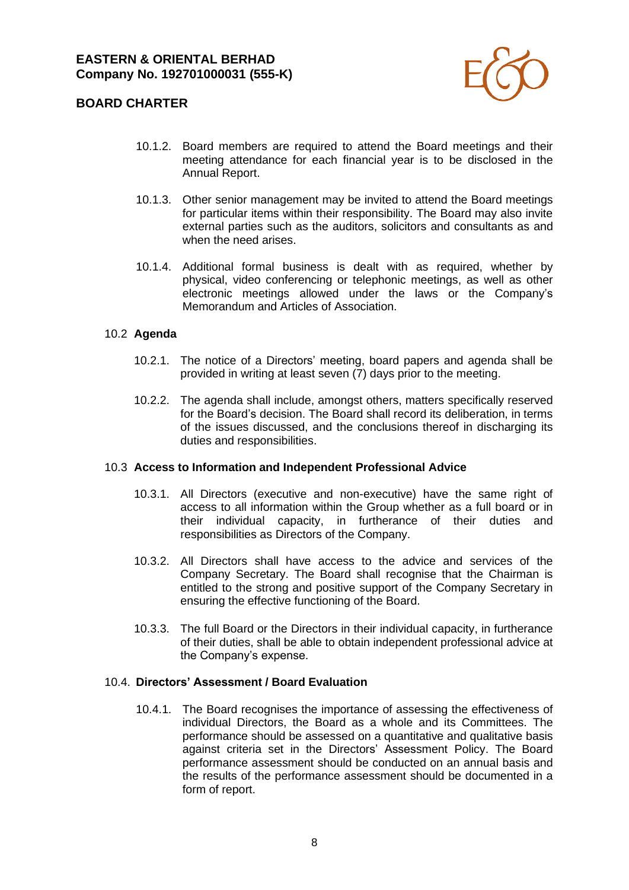10.1.2. Board members are required to attend the Board meetings and their meeting attendance for each financial year is to be disclosed in the Annual Report.

10.1.3. Other senior management may be invited to attend the Board meetings for particular items within their responsibility. The Board may also invite external parties such as the auditors, solicitors and consultants as and when the need arises.

10.1.4. Additional formal business is dealt with as required, whether by physical, video conferencing or telephonic meetings, as well as other electronic meetings allowed under the laws or the Company's Memorandum and Articles of Association.

### 10.2 Agenda

10.2.1. The notice of a Directors' meeting, board papers and agenda shall be provided in writing at least seven (7) days prior to the meeting.

10.2.2. The agenda shall include, amongst others, matters specifically reserved for the Board's decision. The Board shall record its deliberation, in terms of the issues discussed, and the conclusions thereof in discharging its duties and responsibilities.

### 10.3 Access to Information and Independent Professional Advice

10.3.1. All Directors (executive and non-executive) have the same right of access to all information within the Group whether as a full board or in their individual capacity, in furtherance of their duties and responsibilities as Directors of the Company.

10.3.2. All Directors shall have access to the advice and services of the Company Secretary. The Board shall recognise that the Chairman is entitled to the strong and positive support of the Company Secretary in ensuring the effective functioning of the Board.

10.3.3. The full Board or the Directors in their individual capacity, in furtherance of their duties, shall be able to obtain independent professional advice at the Company's expense.

### 10.4. Directors' Assessment / Board Evaluation

10.4.1. The Board recognises the importance of assessing the effectiveness of individual Directors, the Board as a whole and its Committees. The performance should be assessed on a quantitative and qualitative basis against criteria set in the Directors' Assessment Policy. The Board performance assessment should be conducted on an annual basis and the results of the performance assessment should be documented in a form of report.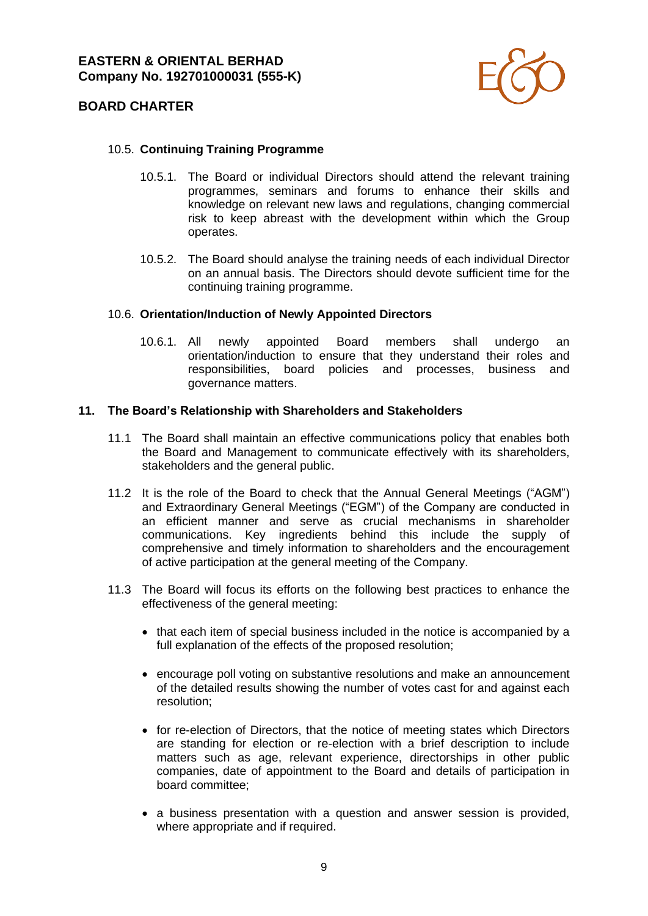### 10.5. Continuing Training Programme

10.5.1. The Board or individual Directors should attend the relevant training programmes, seminars and forums to enhance their skills and knowledge on relevant new laws and regulations, changing commercial risk to keep abreast with the development within which the Group operates.

10.5.2. The Board should analyse the training needs of each individual Director on an annual basis. The Directors should devote sufficient time for the continuing training programme.

### 10.6. Orientation/Induction of Newly Appointed Directors

10.6.1. All newly appointed Board members shall undergo an orientation/induction to ensure that they understand their roles and responsibilities, board policies and processes, business and governance matters.

## 11. The Board's Relationship with Shareholders and Stakeholders

11.1 The Board shall maintain an effective communications policy that enables both the Board and Management to communicate effectively with its shareholders, stakeholders and the general public.

11.2 It is the role of the Board to check that the Annual General Meetings ("AGM") and Extraordinary General Meetings ("EGM") of the Company are conducted in an efficient manner and serve as crucial mechanisms in shareholder communications. Key ingredients behind this include the supply of comprehensive and timely information to shareholders and the encouragement of active participation at the general meeting of the Company.

11.3 The Board will focus its efforts on the following best practices to enhance the effectiveness of the general meeting:

- that each item of special business included in the notice is accompanied by a full explanation of the effects of the proposed resolution;
- encourage poll voting on substantive resolutions and make an announcement of the detailed results showing the number of votes cast for and against each resolution;
- for re-election of Directors, that the notice of meeting states which Directors are standing for election or re-election with a brief description to include matters such as age, relevant experience, directorships in other public companies, date of appointment to the Board and details of participation in board committee;
- a business presentation with a question and answer session is provided, where appropriate and if required.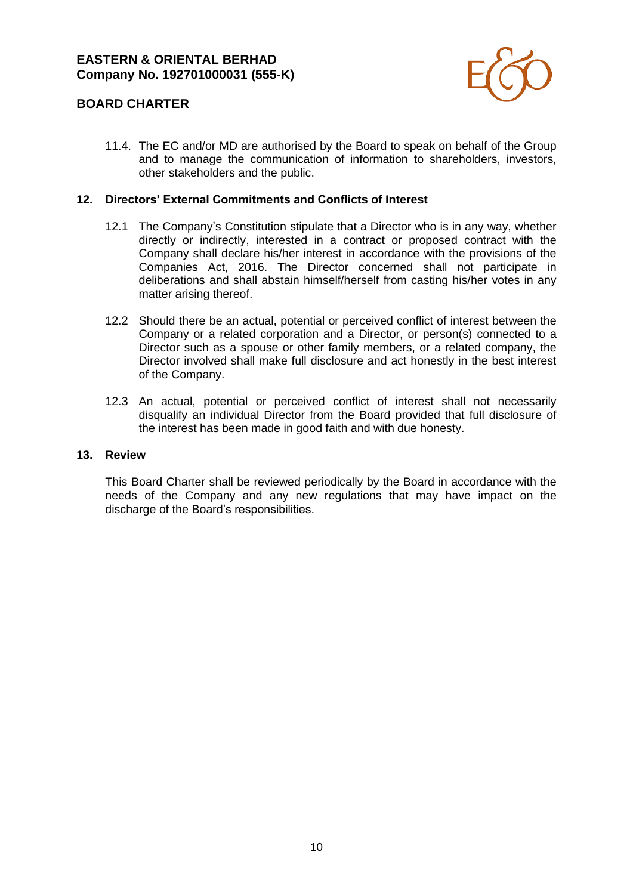11.4. The EC and/or MD are authorised by the Board to speak on behalf of the Group and to manage the communication of information to shareholders, investors, other stakeholders and the public.

## 12. Directors' External Commitments and Conflicts of Interest

12.1 The Company's Constitution stipulate that a Director who is in any way, whether directly or indirectly, interested in a contract or proposed contract with the Company shall declare his/her interest in accordance with the provisions of the Companies Act, 2016. The Director concerned shall not participate in deliberations and shall abstain himself/herself from casting his/her votes in any matter arising thereof.

12.2 Should there be an actual, potential or perceived conflict of interest between the Company or a related corporation and a Director, or person(s) connected to a Director such as a spouse or other family members, or a related company, the Director involved shall make full disclosure and act honestly in the best interest of the Company.

12.3 An actual, potential or perceived conflict of interest shall not necessarily disqualify an individual Director from the Board provided that full disclosure of the interest has been made in good faith and with due honesty.

## 13. Review

This Board Charter shall be reviewed periodically by the Board in accordance with the needs of the Company and any new regulations that may have impact on the discharge of the Board's responsibilities.